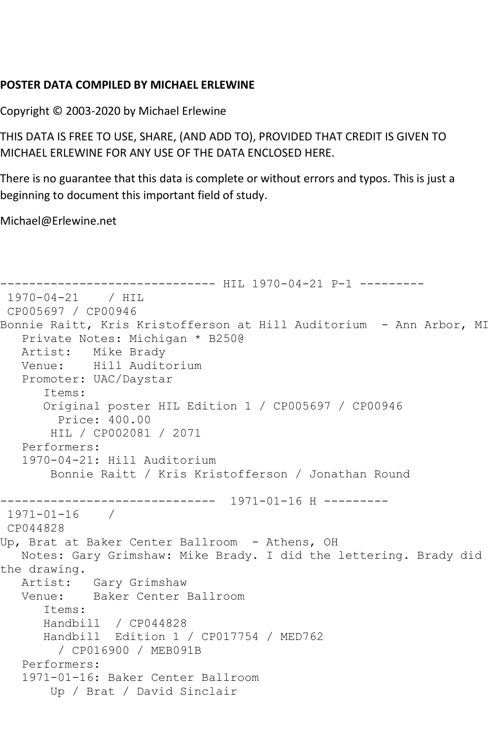**POSTER DATA COMPILED BY MICHAEL ERLEWINE**

Copyright © 2003-2020 by Michael Erlewine

THIS DATA IS FREE TO USE, SHARE, (AND ADD TO), PROVIDED THAT CREDIT IS GIVEN TO MICHAEL ERLEWINE FOR ANY USE OF THE DATA ENCLOSED HERE.

There is no guarantee that this data is complete or without errors and typos. This is just a beginning to document this important field of study.

Michael@Erlewine.net

```
------------------------------ HIL 1970-04-21 P-1 ---------
 1970-04-21    / HIL
 CP005697 / CP00946
Bonnie Raitt, Kris Kristofferson at Hill Auditorium  - Ann Arbor, MI
   Private Notes: Michigan * B250@
   Artist:   Mike Brady
   Venue:    Hill Auditorium
   Promoter: UAC/Daystar
      Items:
      Original poster HIL Edition 1 / CP005697 / CP00946
        Price: 400.00
       HIL / CP002081 / 2071
   Performers:
   1970-04-21: Hill Auditorium
       Bonnie Raitt / Kris Kristofferson / Jonathan Round

------------------------------  1971-01-16 H ---------
 1971-01-16    /
 CP044828
Up, Brat at Baker Center Ballroom  - Athens, OH
   Notes: Gary Grimshaw: Mike Brady. I did the lettering. Brady did
the drawing.
   Artist:   Gary Grimshaw
   Venue:    Baker Center Ballroom
      Items:
      Handbill  / CP044828
      Handbill  Edition 1 / CP017754 / MED762
        / CP016900 / MEB091B
   Performers:
   1971-01-16: Baker Center Ballroom
       Up / Brat / David Sinclair
```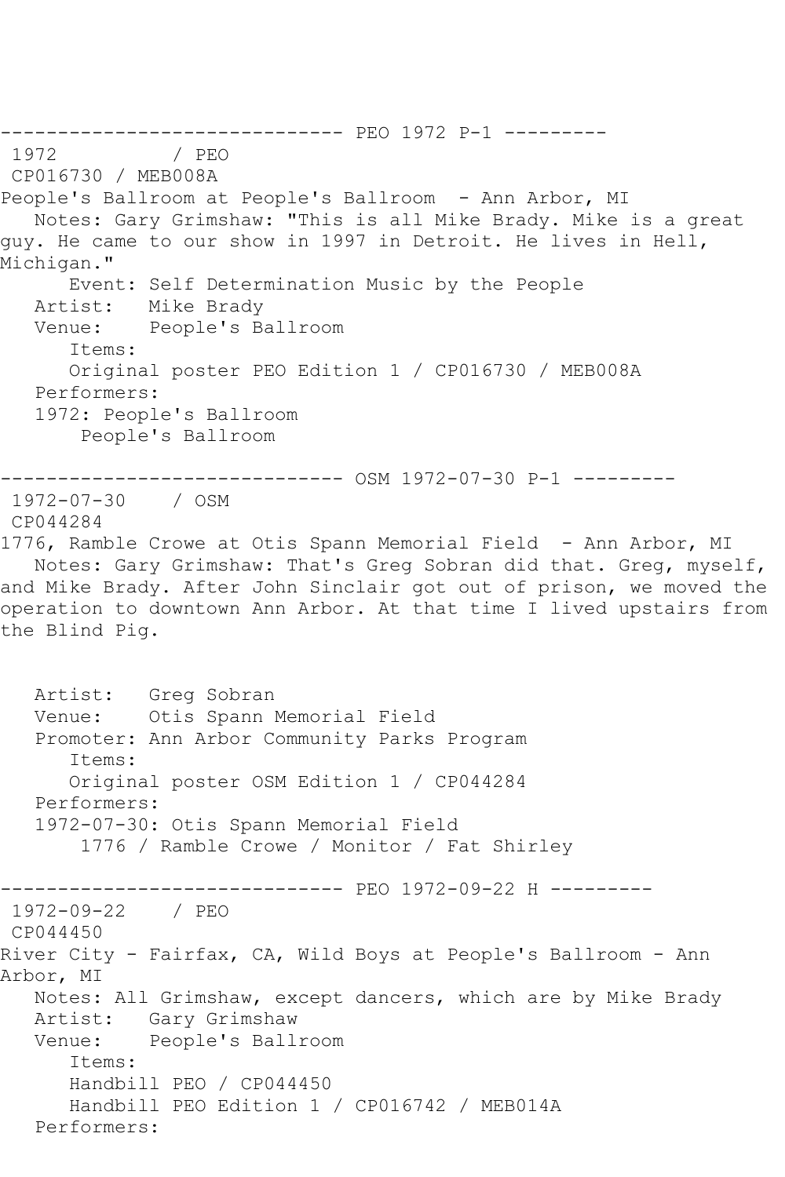------------------------------ PEO 1972 P-1 ---------

1972 / PEO

CP016730 / MEB008A

People's Ballroom at People's Ballroom - Ann Arbor, MI

Notes: Gary Grimshaw: "This is all Mike Brady. Mike is a great guy. He came to our show in 1997 in Detroit. He lives in Hell, Michigan."

Event: Self Determination Music by the People

Artist: Mike Brady

Venue: People's Ballroom

Items:

Original poster PEO Edition 1 / CP016730 / MEB008A

Performers:

1972: People's Ballroom

People's Ballroom

------------------------------ OSM 1972-07-30 P-1 ---------

1972-07-30 / OSM

CP044284

1776, Ramble Crowe at Otis Spann Memorial Field - Ann Arbor, MI

Notes: Gary Grimshaw: That's Greg Sobran did that. Greg, myself, and Mike Brady. After John Sinclair got out of prison, we moved the operation to downtown Ann Arbor. At that time I lived upstairs from the Blind Pig.

Artist: Greg Sobran

Venue: Otis Spann Memorial Field

Promoter: Ann Arbor Community Parks Program

Items:

Original poster OSM Edition 1 / CP044284

Performers:

1972-07-30: Otis Spann Memorial Field

1776 / Ramble Crowe / Monitor / Fat Shirley

------------------------------ PEO 1972-09-22 H ---------

1972-09-22 / PEO

CP044450

River City - Fairfax, CA, Wild Boys at People's Ballroom - Ann Arbor, MI

Notes: All Grimshaw, except dancers, which are by Mike Brady

Artist: Gary Grimshaw

Venue: People's Ballroom

Items:

Handbill PEO / CP044450

Handbill PEO Edition 1 / CP016742 / MEB014A

Performers: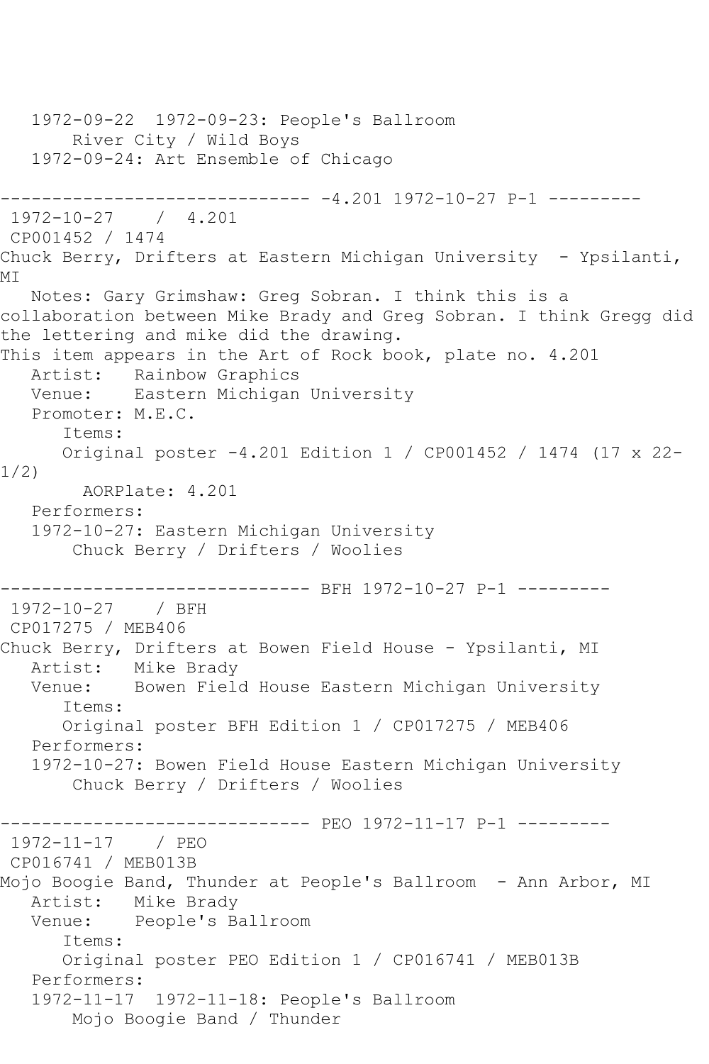```
   1972-09-22  1972-09-23: People's Ballroom
       River City / Wild Boys
   1972-09-24: Art Ensemble of Chicago

------------------------------ -4.201 1972-10-27 P-1 ---------
 1972-10-27    /  4.201
 CP001452 / 1474
Chuck Berry, Drifters at Eastern Michigan University  - Ypsilanti, 
MI
   Notes: Gary Grimshaw: Greg Sobran. I think this is a 
collaboration between Mike Brady and Greg Sobran. I think Gregg did 
the lettering and mike did the drawing.
This item appears in the Art of Rock book, plate no. 4.201
   Artist:   Rainbow Graphics
   Venue:    Eastern Michigan University
   Promoter: M.E.C.
      Items:
      Original poster -4.201 Edition 1 / CP001452 / 1474 (17 x 22-
1/2)
        AORPlate: 4.201 
   Performers:
   1972-10-27: Eastern Michigan University
       Chuck Berry / Drifters / Woolies

------------------------------ BFH 1972-10-27 P-1 ---------
 1972-10-27    / BFH
 CP017275 / MEB406
Chuck Berry, Drifters at Bowen Field House - Ypsilanti, MI
   Artist:   Mike Brady
   Venue:    Bowen Field House Eastern Michigan University
      Items:
      Original poster BFH Edition 1 / CP017275 / MEB406
   Performers:
   1972-10-27: Bowen Field House Eastern Michigan University
       Chuck Berry / Drifters / Woolies

------------------------------ PEO 1972-11-17 P-1 ---------
 1972-11-17    / PEO
 CP016741 / MEB013B
Mojo Boogie Band, Thunder at People's Ballroom  - Ann Arbor, MI
   Artist:   Mike Brady
   Venue:    People's Ballroom
      Items:
      Original poster PEO Edition 1 / CP016741 / MEB013B
   Performers:
   1972-11-17  1972-11-18: People's Ballroom
       Mojo Boogie Band / Thunder
```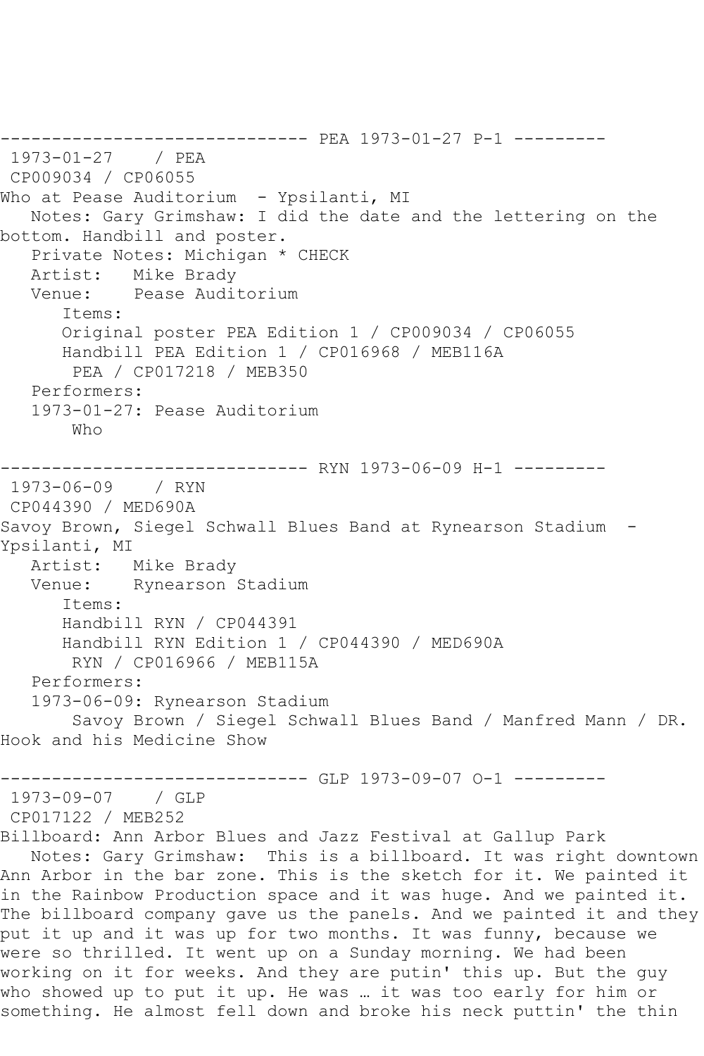------------------------------ PEA 1973-01-27 P-1 ---------
1973-01-27 / PEA
CP009034 / CP06055
Who at Pease Auditorium - Ypsilanti, MI
Notes: Gary Grimshaw: I did the date and the lettering on the bottom. Handbill and poster.
Private Notes: Michigan * CHECK
Artist: Mike Brady
Venue: Pease Auditorium
Items:
Original poster PEA Edition 1 / CP009034 / CP06055
Handbill PEA Edition 1 / CP016968 / MEB116A
PEA / CP017218 / MEB350
Performers:
1973-01-27: Pease Auditorium
Who

------------------------------ RYN 1973-06-09 H-1 ---------
1973-06-09 / RYN
CP044390 / MED690A
Savoy Brown, Siegel Schwall Blues Band at Rynearson Stadium - Ypsilanti, MI
Artist: Mike Brady
Venue: Rynearson Stadium
Items:
Handbill RYN / CP044391
Handbill RYN Edition 1 / CP044390 / MED690A
RYN / CP016966 / MEB115A
Performers:
1973-06-09: Rynearson Stadium
Savoy Brown / Siegel Schwall Blues Band / Manfred Mann / DR. Hook and his Medicine Show

------------------------------ GLP 1973-09-07 O-1 ---------
1973-09-07 / GLP
CP017122 / MEB252
Billboard: Ann Arbor Blues and Jazz Festival at Gallup Park
Notes: Gary Grimshaw: This is a billboard. It was right downtown Ann Arbor in the bar zone. This is the sketch for it. We painted it in the Rainbow Production space and it was huge. And we painted it. The billboard company gave us the panels. And we painted it and they put it up and it was up for two months. It was funny, because we were so thrilled. It went up on a Sunday morning. We had been working on it for weeks. And they are putin' this up. But the guy who showed up to put it up. He was … it was too early for him or something. He almost fell down and broke his neck puttin' the thin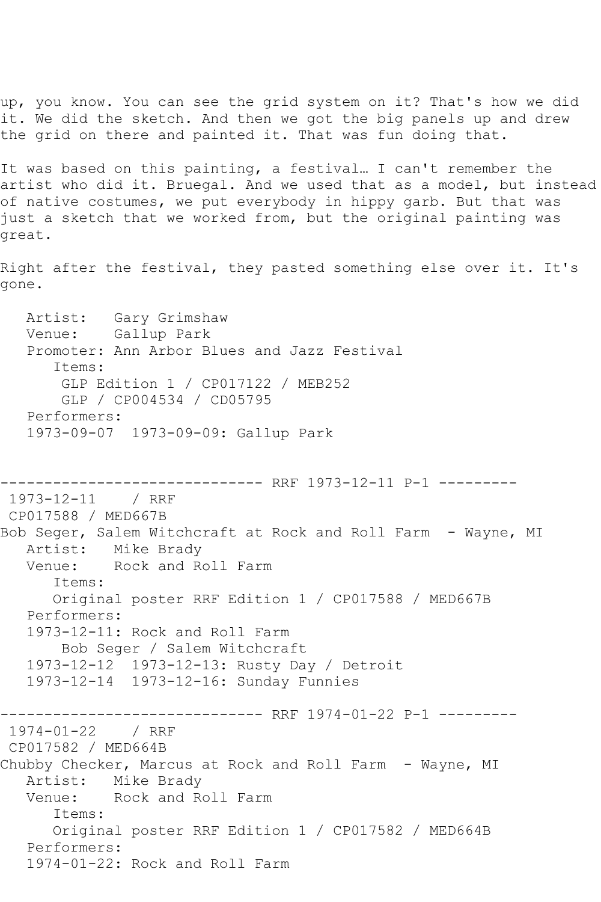up, you know. You can see the grid system on it? That's how we did it. We did the sketch. And then we got the big panels up and drew the grid on there and painted it. That was fun doing that.

It was based on this painting, a festival… I can't remember the artist who did it. Bruegal. And we used that as a model, but instead of native costumes, we put everybody in hippy garb. But that was just a sketch that we worked from, but the original painting was great.

Right after the festival, they pasted something else over it. It's gone.

```
   Artist:   Gary Grimshaw
   Venue:    Gallup Park
   Promoter: Ann Arbor Blues and Jazz Festival
      Items:
       GLP Edition 1 / CP017122 / MEB252
       GLP / CP004534 / CD05795
   Performers:
   1973-09-07  1973-09-09: Gallup Park
```

```
------------------------------ RRF 1973-12-11 P-1 ---------
 1973-12-11    / RRF
 CP017588 / MED667B
Bob Seger, Salem Witchcraft at Rock and Roll Farm  - Wayne, MI
   Artist:   Mike Brady
   Venue:    Rock and Roll Farm
      Items:
      Original poster RRF Edition 1 / CP017588 / MED667B
   Performers:
   1973-12-11: Rock and Roll Farm
       Bob Seger / Salem Witchcraft
   1973-12-12  1973-12-13: Rusty Day / Detroit
   1973-12-14  1973-12-16: Sunday Funnies
```

```
------------------------------ RRF 1974-01-22 P-1 ---------
 1974-01-22    / RRF
 CP017582 / MED664B
Chubby Checker, Marcus at Rock and Roll Farm  - Wayne, MI
   Artist:   Mike Brady
   Venue:    Rock and Roll Farm
      Items:
      Original poster RRF Edition 1 / CP017582 / MED664B
   Performers:
   1974-01-22: Rock and Roll Farm
```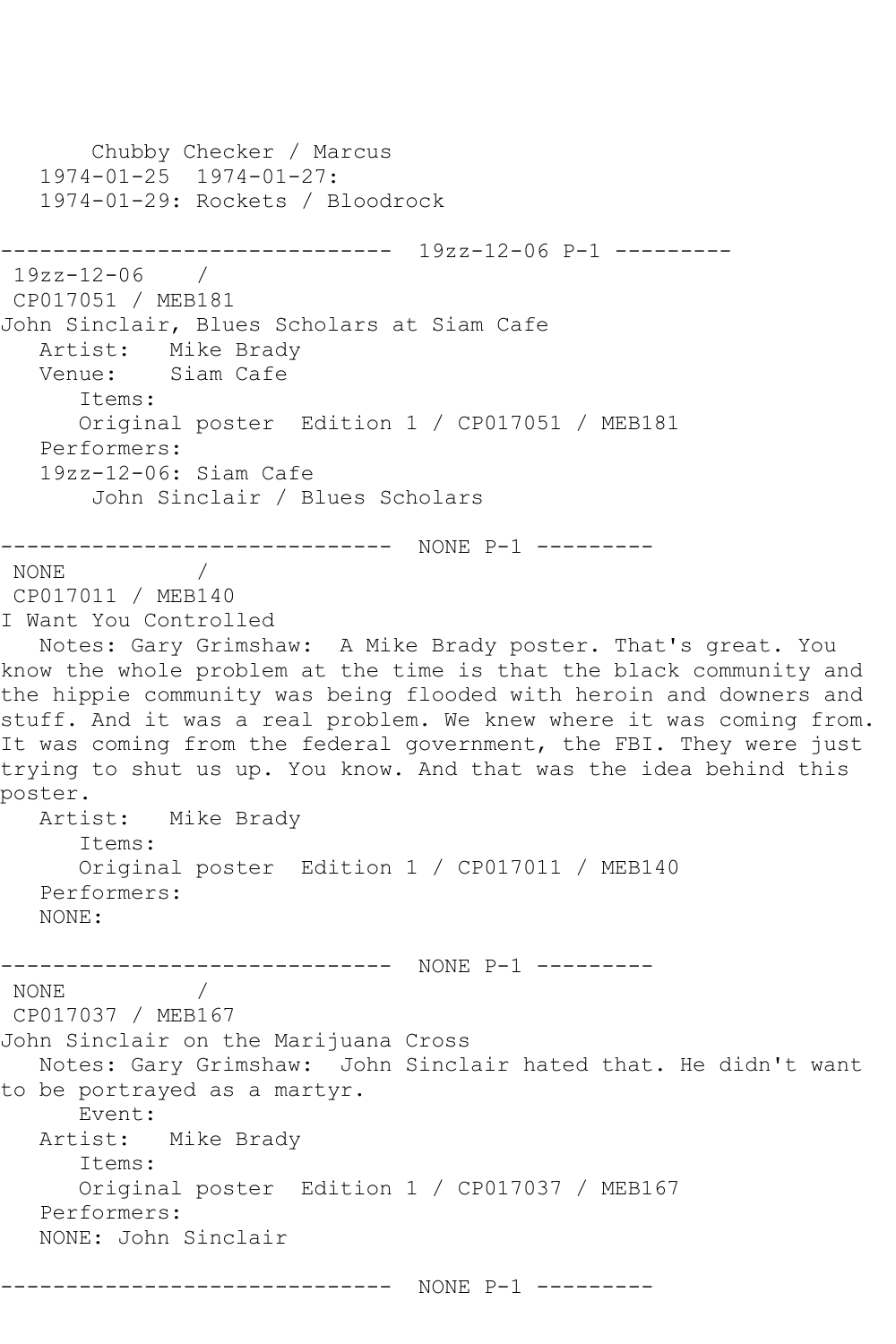```
       Chubby Checker / Marcus
   1974-01-25  1974-01-27:
   1974-01-29: Rockets / Bloodrock

------------------------------  19zz-12-06 P-1 ---------
 19zz-12-06    /
 CP017051 / MEB181
John Sinclair, Blues Scholars at Siam Cafe
   Artist:   Mike Brady
   Venue:    Siam Cafe
      Items:
      Original poster  Edition 1 / CP017051 / MEB181
   Performers:
   19zz-12-06: Siam Cafe
       John Sinclair / Blues Scholars

------------------------------  NONE P-1 ---------
 NONE          /
 CP017011 / MEB140
I Want You Controlled
   Notes: Gary Grimshaw:  A Mike Brady poster. That's great. You
know the whole problem at the time is that the black community and
the hippie community was being flooded with heroin and downers and
stuff. And it was a real problem. We knew where it was coming from.
It was coming from the federal government, the FBI. They were just
trying to shut us up. You know. And that was the idea behind this
poster.
   Artist:   Mike Brady
      Items:
      Original poster  Edition 1 / CP017011 / MEB140
   Performers:
   NONE:

------------------------------  NONE P-1 ---------
 NONE          /
 CP017037 / MEB167
John Sinclair on the Marijuana Cross
   Notes: Gary Grimshaw:  John Sinclair hated that. He didn't want
to be portrayed as a martyr.
      Event:
   Artist:   Mike Brady
      Items:
      Original poster  Edition 1 / CP017037 / MEB167
   Performers:
   NONE: John Sinclair

------------------------------  NONE P-1 ---------
```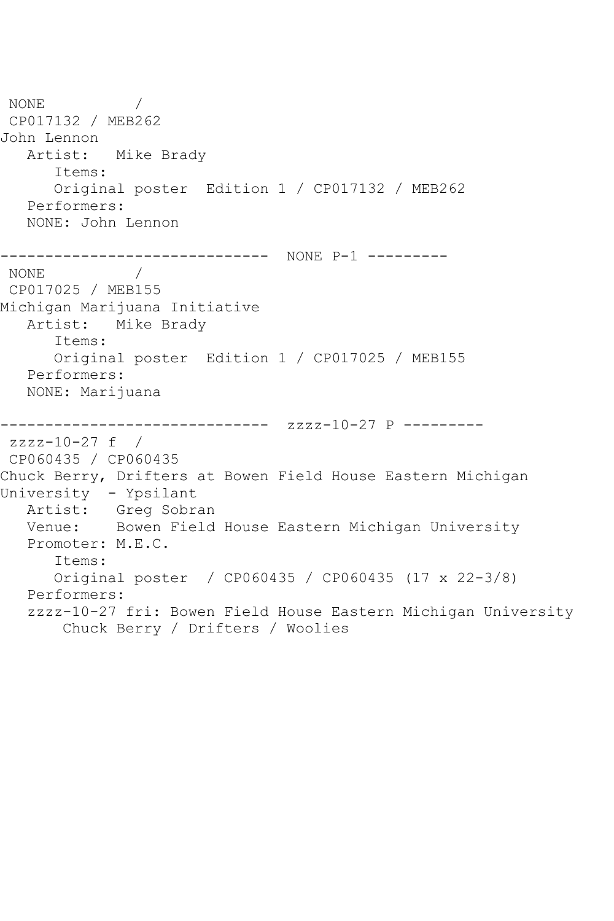NONE /
CP017132 / MEB262
John Lennon
Artist: Mike Brady
Items:
Original poster Edition 1 / CP017132 / MEB262
Performers:
NONE: John Lennon

------------------------------ NONE P-1 ---------

NONE /
CP017025 / MEB155
Michigan Marijuana Initiative
Artist: Mike Brady
Items:
Original poster Edition 1 / CP017025 / MEB155
Performers:
NONE: Marijuana

------------------------------ zzzz-10-27 P ---------

zzzz-10-27 f /
CP060435 / CP060435
Chuck Berry, Drifters at Bowen Field House Eastern Michigan University - Ypsilant
Artist: Greg Sobran
Venue: Bowen Field House Eastern Michigan University
Promoter: M.E.C.
Items:
Original poster / CP060435 / CP060435 (17 x 22-3/8)
Performers:
zzzz-10-27 fri: Bowen Field House Eastern Michigan University
Chuck Berry / Drifters / Woolies